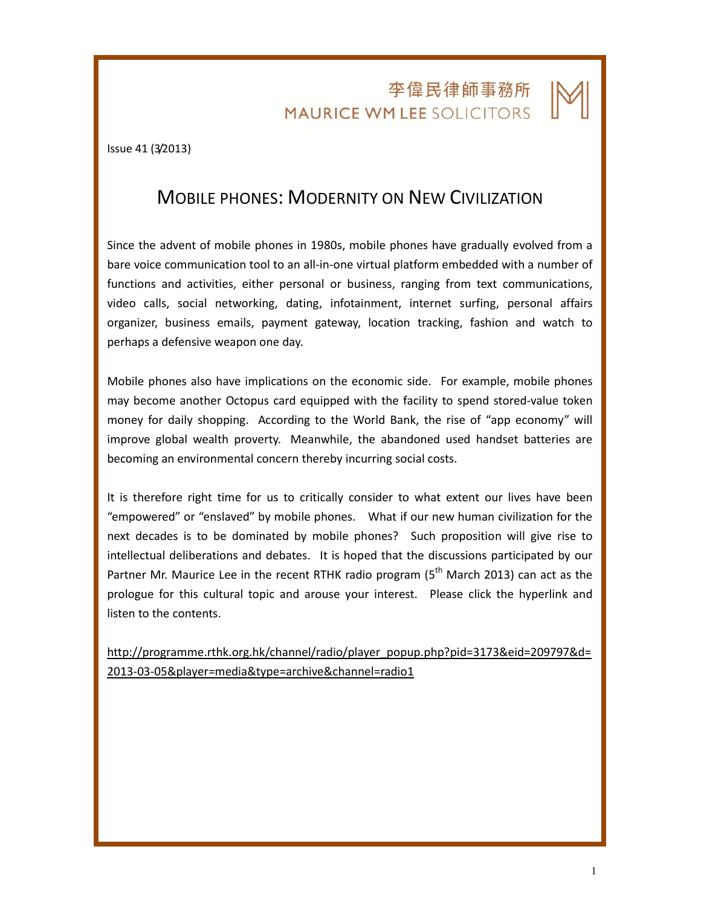李偉民律師事務所
MAURICE WM LEE SOLICITORS

Issue 41 (3/2013)

# MOBILE PHONES: MODERNITY ON NEW CIVILIZATION

Since the advent of mobile phones in 1980s, mobile phones have gradually evolved from a bare voice communication tool to an all-in-one virtual platform embedded with a number of functions and activities, either personal or business, ranging from text communications, video calls, social networking, dating, infotainment, internet surfing, personal affairs organizer, business emails, payment gateway, location tracking, fashion and watch to perhaps a defensive weapon one day.

Mobile phones also have implications on the economic side. For example, mobile phones may become another Octopus card equipped with the facility to spend stored-value token money for daily shopping. According to the World Bank, the rise of "app economy" will improve global wealth proverty. Meanwhile, the abandoned used handset batteries are becoming an environmental concern thereby incurring social costs.

It is therefore right time for us to critically consider to what extent our lives have been "empowered" or "enslaved" by mobile phones. What if our new human civilization for the next decades is to be dominated by mobile phones? Such proposition will give rise to intellectual deliberations and debates. It is hoped that the discussions participated by our Partner Mr. Maurice Lee in the recent RTHK radio program (5th March 2013) can act as the prologue for this cultural topic and arouse your interest. Please click the hyperlink and listen to the contents.

http://programme.rthk.org.hk/channel/radio/player_popup.php?pid=3173&eid=209797&d=2013-03-05&player=media&type=archive&channel=radio1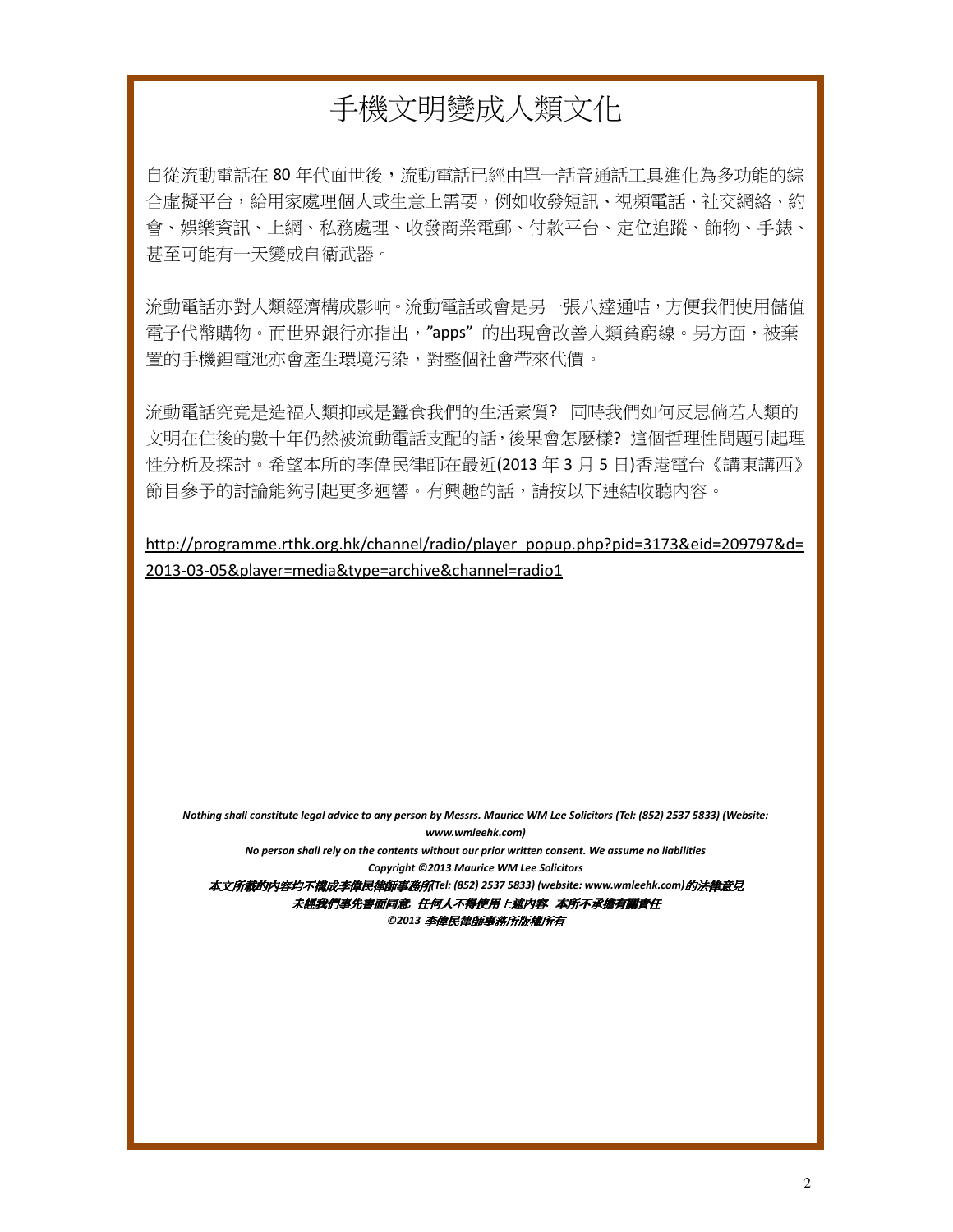# 手機文明變成人類文化

自從流動電話在 80 年代面世後，流動電話已經由單一話音通話工具進化為多功能的綜合虛擬平台，給用家處理個人或生意上需要，例如收發短訊、視頻電話、社交網絡、約會、娛樂資訊、上網、私務處理、收發商業電郵、付款平台、定位追蹤、飾物、手錶、甚至可能有一天變成自衛武器。

流動電話亦對人類經濟構成影响。流動電話或會是另一張八達通咭，方便我們使用儲值電子代幣購物。而世界銀行亦指出，"apps" 的出現會改善人類貧窮線。另方面，被棄置的手機鋰電池亦會產生環境污染，對整個社會帶來代價。

流動電話究竟是造福人類抑或是蠶食我們的生活素質? 同時我們如何反思倘若人類的文明在往後的數十年仍然被流動電話支配的話，後果會怎麼樣? 這個哲理性問題引起理性分析及探討。希望本所的李偉民律師在最近(2013 年 3 月 5 日)香港電台《講東講西》節目參予的討論能夠引起更多迴響。有興趣的話，請按以下連結收聽內容。

http://programme.rthk.org.hk/channel/radio/player_popup.php?pid=3173&eid=209797&d=2013-03-05&player=media&type=archive&channel=radio1

***Nothing shall constitute legal advice to any person by Messrs. Maurice WM Lee Solicitors (Tel: (852) 2537 5833) (Website: www.wmleehk.com)***

***No person shall rely on the contents without our prior written consent. We assume no liabilities***

***Copyright ©2013 Maurice WM Lee Solicitors***

***本文所載的內容均不構成李偉民律師事務所(Tel: (852) 2537 5833) (website: www.wmleehk.com)的法律意見***

***未經我們事先書面同意，任何人不得使用上述內容，本所不承擔有關責任***

***©2013 李偉民律師事務所版權所有***